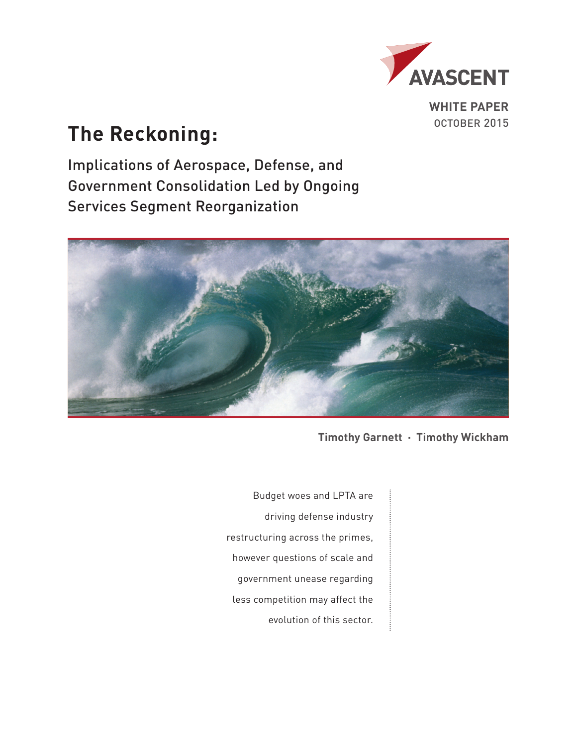AVASCENT

**WHITE PAPER**
OCTOBER 2015

# The Reckoning:

## Implications of Aerospace, Defense, and Government Consolidation Led by Ongoing Services Segment Reorganization

**Timothy Garnett · Timothy Wickham**

Budget woes and LPTA are driving defense industry restructuring across the primes, however questions of scale and government unease regarding less competition may affect the evolution of this sector.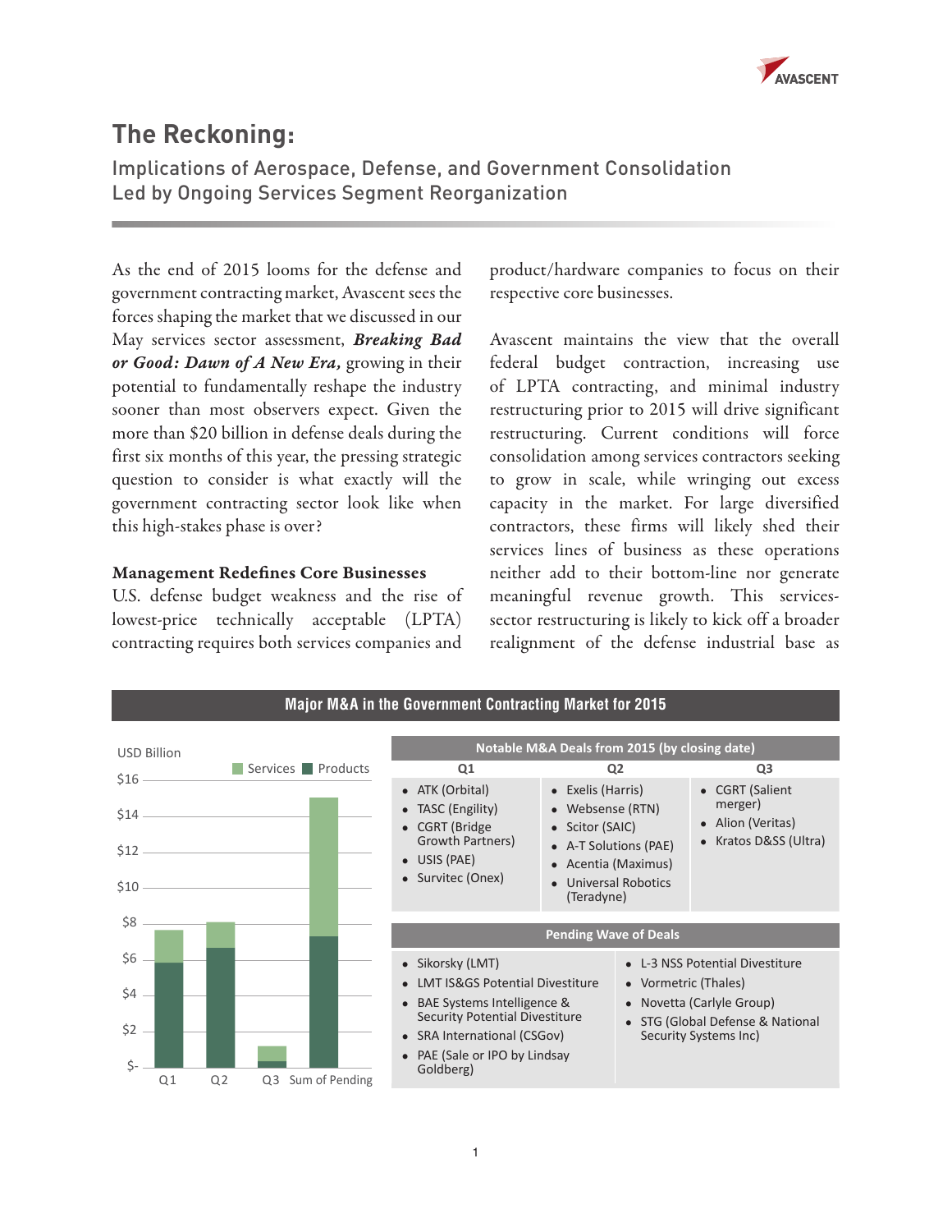# The Reckoning:

## Implications of Aerospace, Defense, and Government Consolidation Led by Ongoing Services Segment Reorganization

As the end of 2015 looms for the defense and government contracting market, Avascent sees the forces shaping the market that we discussed in our May services sector assessment, ***Breaking Bad or Good: Dawn of A New Era,*** growing in their potential to fundamentally reshape the industry sooner than most observers expect. Given the more than $20 billion in defense deals during the first six months of this year, the pressing strategic question to consider is what exactly will the government contracting sector look like when this high-stakes phase is over?

### Management Redefines Core Businesses

U.S. defense budget weakness and the rise of lowest-price technically acceptable (LPTA) contracting requires both services companies and product/hardware companies to focus on their respective core businesses.

Avascent maintains the view that the overall federal budget contraction, increasing use of LPTA contracting, and minimal industry restructuring prior to 2015 will drive significant restructuring. Current conditions will force consolidation among services contractors seeking to grow in scale, while wringing out excess capacity in the market. For large diversified contractors, these firms will likely shed their services lines of business as these operations neither add to their bottom-line nor generate meaningful revenue growth. This services-sector restructuring is likely to kick off a broader realignment of the defense industrial base as

**Major M&A in the Government Contracting Market for 2015**

USD Billion (Services / Products)

| | Products | Services | Total |
|---|---|---|---|
| Q1 | ~$5.9 | ~$1.8 | ~$7.7 |
| Q2 | ~$6.7 | ~$1.4 | ~$8.1 |
| Q3 | ~$0.4 | ~$0.8 | ~$1.2 |
| Sum of Pending | ~$7.3 | ~$7.8 | ~$15.1 |

**Notable M&A Deals from 2015 (by closing date)**

| Q1 | Q2 | Q3 |
|---|---|---|
| • ATK (Orbital)<br>• TASC (Engility)<br>• CGRT (Bridge Growth Partners)<br>• USIS (PAE)<br>• Survitec (Onex) | • Exelis (Harris)<br>• Websense (RTN)<br>• Scitor (SAIC)<br>• A-T Solutions (PAE)<br>• Acentia (Maximus)<br>• Universal Robotics (Teradyne) | • CGRT (Salient merger)<br>• Alion (Veritas)<br>• Kratos D&SS (Ultra) |

**Pending Wave of Deals**

- Sikorsky (LMT)
- LMT IS&GS Potential Divestiture
- BAE Systems Intelligence & Security Potential Divestiture
- SRA International (CSGov)
- PAE (Sale or IPO by Lindsay Goldberg)
- L-3 NSS Potential Divestiture
- Vormetric (Thales)
- Novetta (Carlyle Group)
- STG (Global Defense & National Security Systems Inc)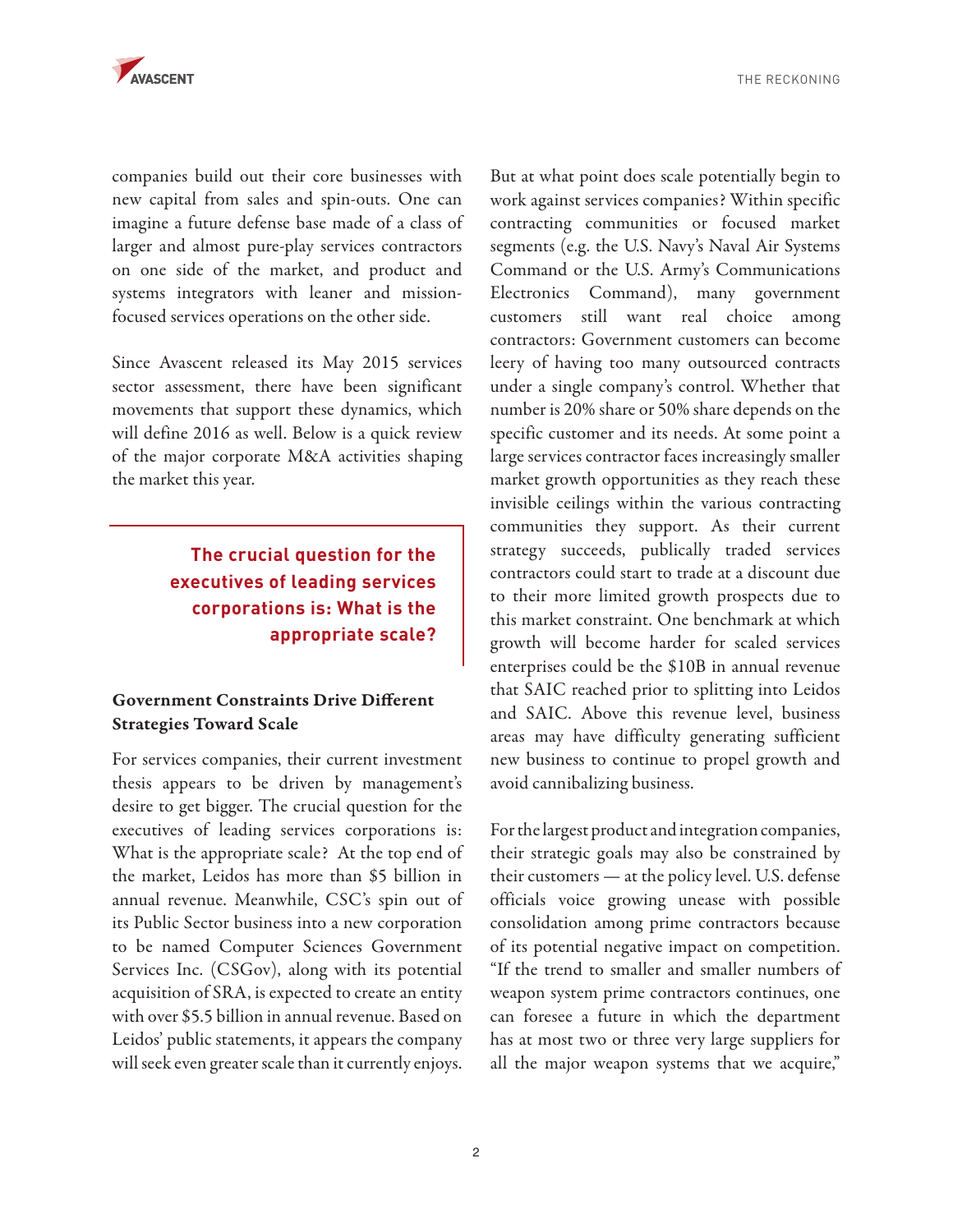companies build out their core businesses with new capital from sales and spin-outs. One can imagine a future defense base made of a class of larger and almost pure-play services contractors on one side of the market, and product and systems integrators with leaner and mission-focused services operations on the other side.

Since Avascent released its May 2015 services sector assessment, there have been significant movements that support these dynamics, which will define 2016 as well. Below is a quick review of the major corporate M&A activities shaping the market this year.

> **The crucial question for the executives of leading services corporations is: What is the appropriate scale?**

### Government Constraints Drive Different Strategies Toward Scale

For services companies, their current investment thesis appears to be driven by management's desire to get bigger. The crucial question for the executives of leading services corporations is: What is the appropriate scale? At the top end of the market, Leidos has more than $5 billion in annual revenue. Meanwhile, CSC's spin out of its Public Sector business into a new corporation to be named Computer Sciences Government Services Inc. (CSGov), along with its potential acquisition of SRA, is expected to create an entity with over $5.5 billion in annual revenue. Based on Leidos' public statements, it appears the company will seek even greater scale than it currently enjoys.

But at what point does scale potentially begin to work against services companies? Within specific contracting communities or focused market segments (e.g. the U.S. Navy's Naval Air Systems Command or the U.S. Army's Communications Electronics Command), many government customers still want real choice among contractors: Government customers can become leery of having too many outsourced contracts under a single company's control. Whether that number is 20% share or 50% share depends on the specific customer and its needs. At some point a large services contractor faces increasingly smaller market growth opportunities as they reach these invisible ceilings within the various contracting communities they support. As their current strategy succeeds, publically traded services contractors could start to trade at a discount due to their more limited growth prospects due to this market constraint. One benchmark at which growth will become harder for scaled services enterprises could be the $10B in annual revenue that SAIC reached prior to splitting into Leidos and SAIC. Above this revenue level, business areas may have difficulty generating sufficient new business to continue to propel growth and avoid cannibalizing business.

For the largest product and integration companies, their strategic goals may also be constrained by their customers — at the policy level. U.S. defense officials voice growing unease with possible consolidation among prime contractors because of its potential negative impact on competition. "If the trend to smaller and smaller numbers of weapon system prime contractors continues, one can foresee a future in which the department has at most two or three very large suppliers for all the major weapon systems that we acquire,"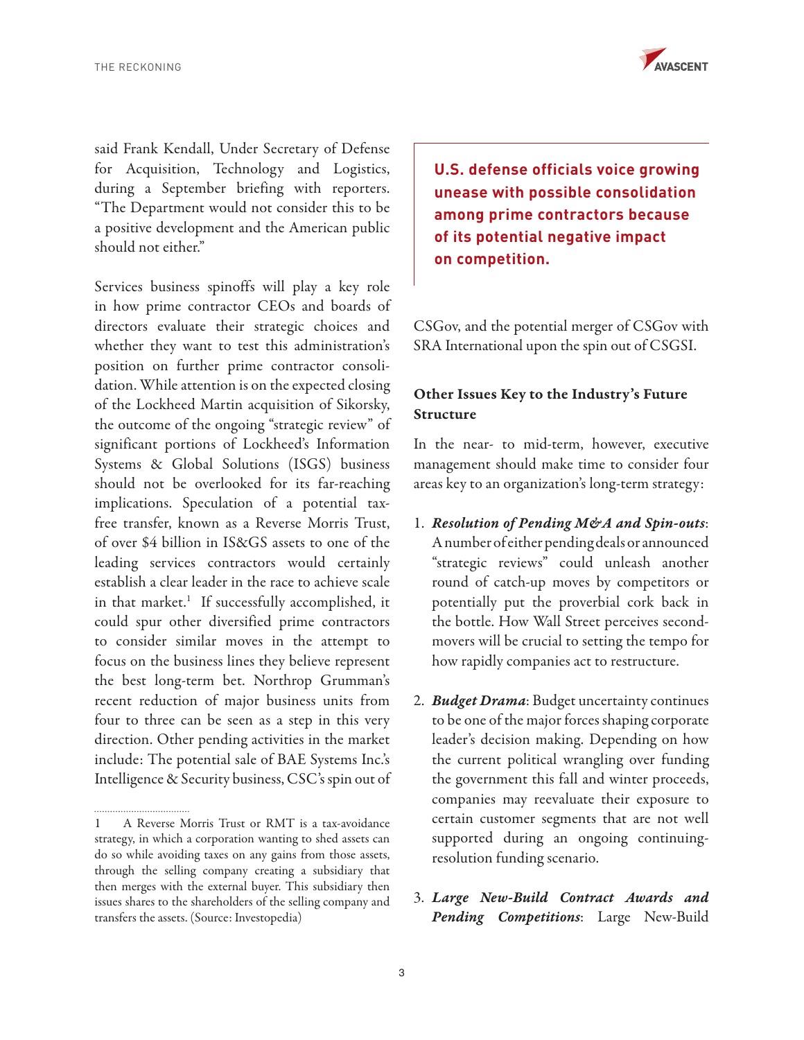said Frank Kendall, Under Secretary of Defense for Acquisition, Technology and Logistics, during a September briefing with reporters. "The Department would not consider this to be a positive development and the American public should not either."

Services business spinoffs will play a key role in how prime contractor CEOs and boards of directors evaluate their strategic choices and whether they want to test this administration's position on further prime contractor consolidation. While attention is on the expected closing of the Lockheed Martin acquisition of Sikorsky, the outcome of the ongoing "strategic review" of significant portions of Lockheed's Information Systems & Global Solutions (ISGS) business should not be overlooked for its far-reaching implications. Speculation of a potential tax-free transfer, known as a Reverse Morris Trust, of over $4 billion in IS&GS assets to one of the leading services contractors would certainly establish a clear leader in the race to achieve scale in that market.[1] If successfully accomplished, it could spur other diversified prime contractors to consider similar moves in the attempt to focus on the business lines they believe represent the best long-term bet. Northrop Grumman's recent reduction of major business units from four to three can be seen as a step in this very direction. Other pending activities in the market include: The potential sale of BAE Systems Inc.'s Intelligence & Security business, CSC's spin out of CSGov, and the potential merger of CSGov with SRA International upon the spin out of CSGSI.

**U.S. defense officials voice growing unease with possible consolidation among prime contractors because of its potential negative impact on competition.**

### Other Issues Key to the Industry's Future Structure

In the near- to mid-term, however, executive management should make time to consider four areas key to an organization's long-term strategy:

1. ***Resolution of Pending M&A and Spin-outs***: A number of either pending deals or announced "strategic reviews" could unleash another round of catch-up moves by competitors or potentially put the proverbial cork back in the bottle. How Wall Street perceives second-movers will be crucial to setting the tempo for how rapidly companies act to restructure.

2. ***Budget Drama***: Budget uncertainty continues to be one of the major forces shaping corporate leader's decision making. Depending on how the current political wrangling over funding the government this fall and winter proceeds, companies may reevaluate their exposure to certain customer segments that are not well supported during an ongoing continuing-resolution funding scenario.

3. ***Large New-Build Contract Awards and Pending Competitions***: Large New-Build

---

1 A Reverse Morris Trust or RMT is a tax-avoidance strategy, in which a corporation wanting to shed assets can do so while avoiding taxes on any gains from those assets, through the selling company creating a subsidiary that then merges with the external buyer. This subsidiary then issues shares to the shareholders of the selling company and transfers the assets. (Source: Investopedia)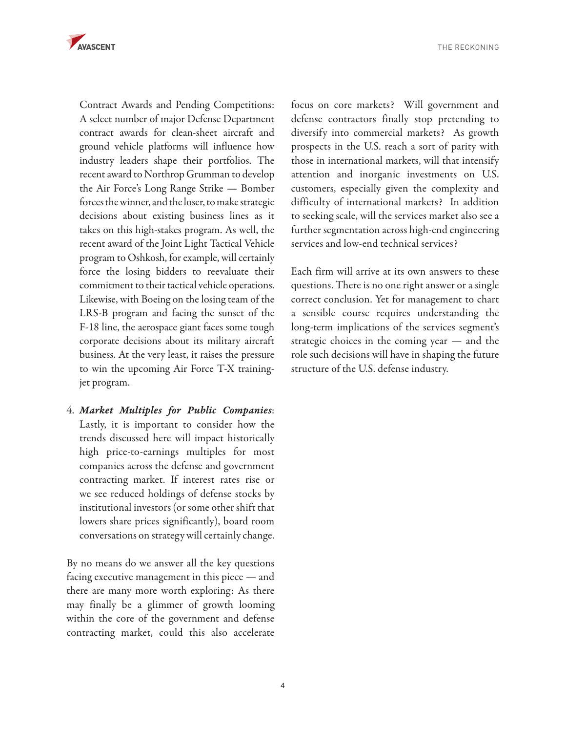Contract Awards and Pending Competitions: A select number of major Defense Department contract awards for clean-sheet aircraft and ground vehicle platforms will influence how industry leaders shape their portfolios. The recent award to Northrop Grumman to develop the Air Force's Long Range Strike — Bomber forces the winner, and the loser, to make strategic decisions about existing business lines as it takes on this high-stakes program. As well, the recent award of the Joint Light Tactical Vehicle program to Oshkosh, for example, will certainly force the losing bidders to reevaluate their commitment to their tactical vehicle operations. Likewise, with Boeing on the losing team of the LRS-B program and facing the sunset of the F-18 line, the aerospace giant faces some tough corporate decisions about its military aircraft business. At the very least, it raises the pressure to win the upcoming Air Force T-X training-jet program.

4. ***Market Multiples for Public Companies***: Lastly, it is important to consider how the trends discussed here will impact historically high price-to-earnings multiples for most companies across the defense and government contracting market. If interest rates rise or we see reduced holdings of defense stocks by institutional investors (or some other shift that lowers share prices significantly), board room conversations on strategy will certainly change.

By no means do we answer all the key questions facing executive management in this piece — and there are many more worth exploring: As there may finally be a glimmer of growth looming within the core of the government and defense contracting market, could this also accelerate focus on core markets? Will government and defense contractors finally stop pretending to diversify into commercial markets? As growth prospects in the U.S. reach a sort of parity with those in international markets, will that intensify attention and inorganic investments on U.S. customers, especially given the complexity and difficulty of international markets? In addition to seeking scale, will the services market also see a further segmentation across high-end engineering services and low-end technical services?

Each firm will arrive at its own answers to these questions. There is no one right answer or a single correct conclusion. Yet for management to chart a sensible course requires understanding the long-term implications of the services segment's strategic choices in the coming year — and the role such decisions will have in shaping the future structure of the U.S. defense industry.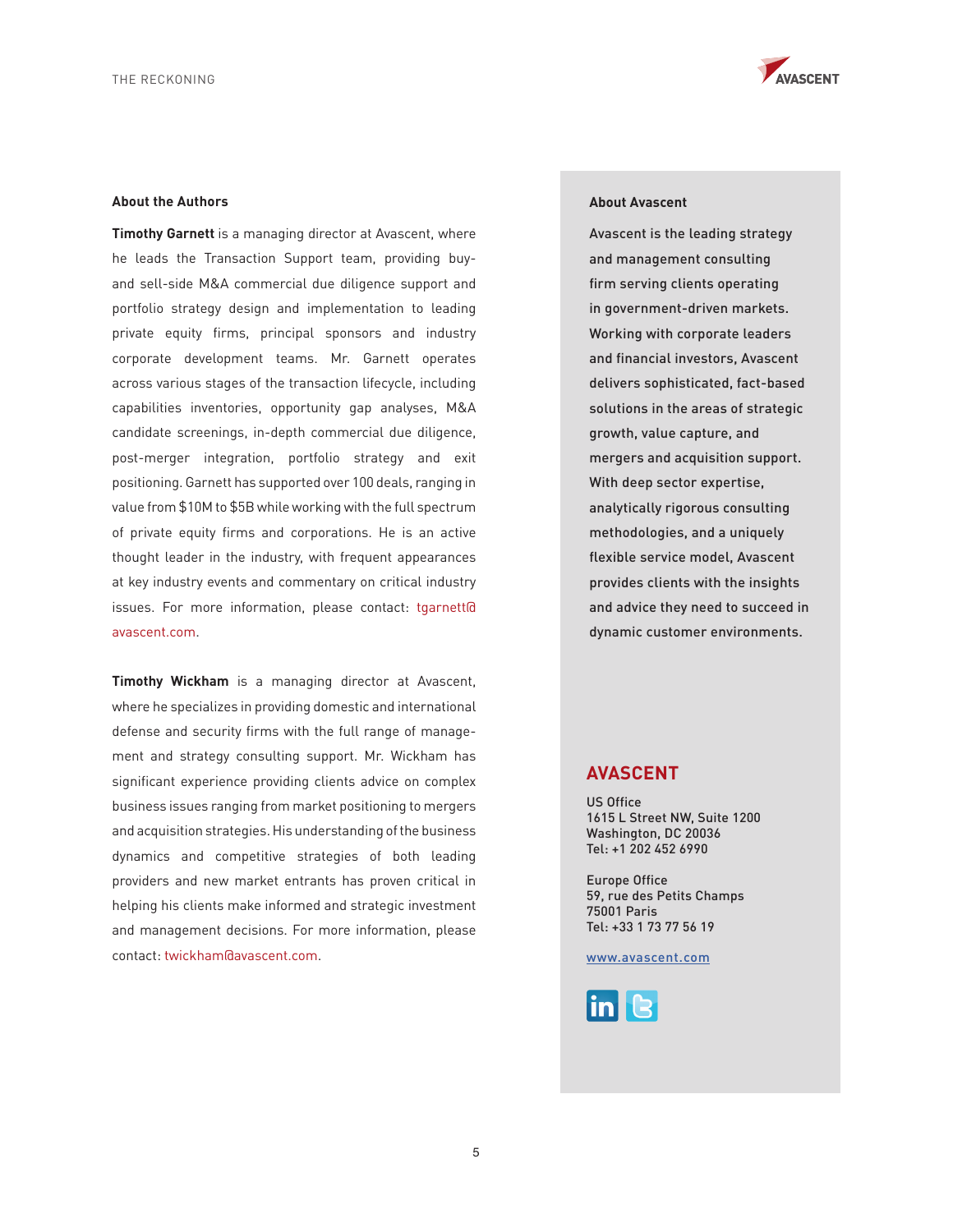## About the Authors

**Timothy Garnett** is a managing director at Avascent, where he leads the Transaction Support team, providing buy- and sell-side M&A commercial due diligence support and portfolio strategy design and implementation to leading private equity firms, principal sponsors and industry corporate development teams. Mr. Garnett operates across various stages of the transaction lifecycle, including capabilities inventories, opportunity gap analyses, M&A candidate screenings, in-depth commercial due diligence, post-merger integration, portfolio strategy and exit positioning. Garnett has supported over 100 deals, ranging in value from $10M to $5B while working with the full spectrum of private equity firms and corporations. He is an active thought leader in the industry, with frequent appearances at key industry events and commentary on critical industry issues. For more information, please contact: tgarnett@avascent.com.

**Timothy Wickham** is a managing director at Avascent, where he specializes in providing domestic and international defense and security firms with the full range of management and strategy consulting support. Mr. Wickham has significant experience providing clients advice on complex business issues ranging from market positioning to mergers and acquisition strategies. His understanding of the business dynamics and competitive strategies of both leading providers and new market entrants has proven critical in helping his clients make informed and strategic investment and management decisions. For more information, please contact: twickham@avascent.com.

## About Avascent

Avascent is the leading strategy and management consulting firm serving clients operating in government-driven markets. Working with corporate leaders and financial investors, Avascent delivers sophisticated, fact-based solutions in the areas of strategic growth, value capture, and mergers and acquisition support. With deep sector expertise, analytically rigorous consulting methodologies, and a uniquely flexible service model, Avascent provides clients with the insights and advice they need to succeed in dynamic customer environments.

**AVASCENT**

US Office
1615 L Street NW, Suite 1200
Washington, DC 20036
Tel: +1 202 452 6990

Europe Office
59, rue des Petits Champs
75001 Paris
Tel: +33 1 73 77 56 19

www.avascent.com